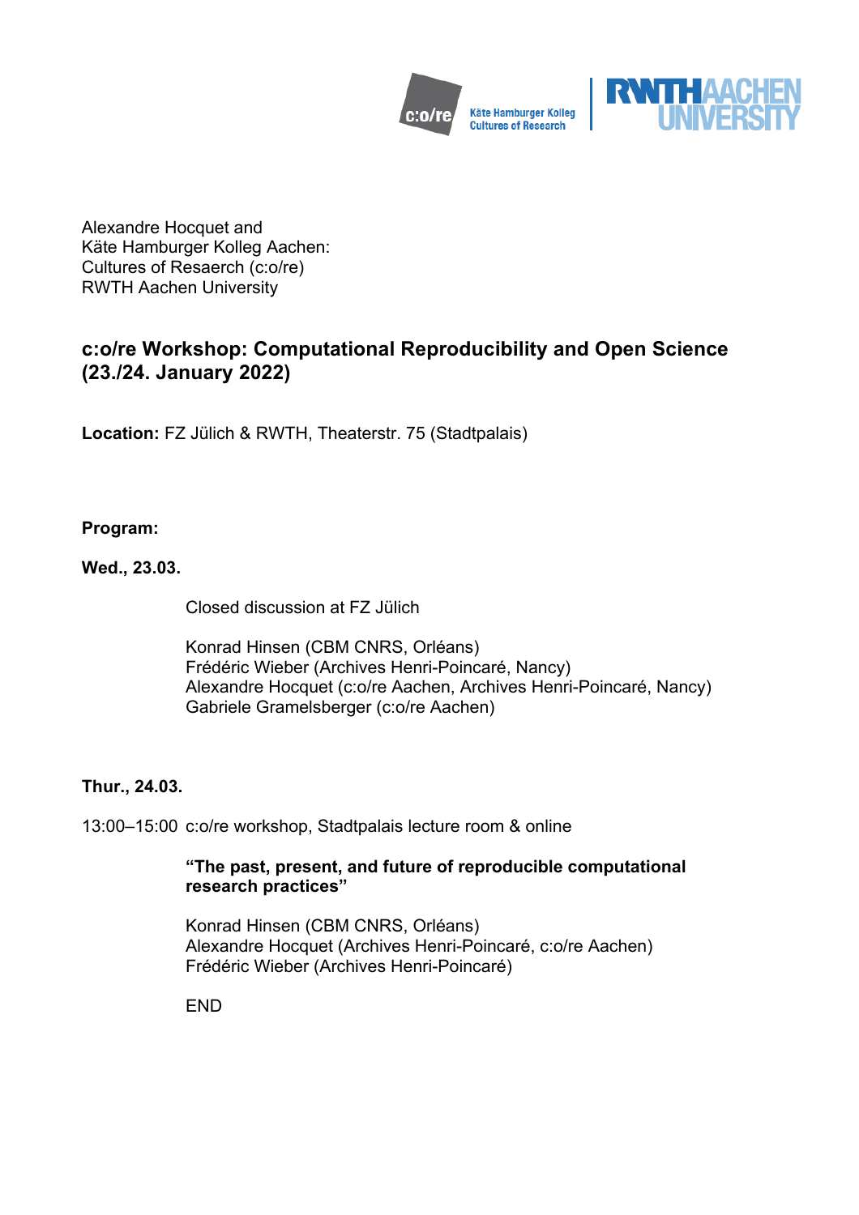Alexandre Hocquet and
Käte Hamburger Kolleg Aachen:
Cultures of Resaerch (c:o/re)
RWTH Aachen University

## c:o/re Workshop: Computational Reproducibility and Open Science (23./24. January 2022)

**Location:** FZ Jülich & RWTH, Theaterstr. 75 (Stadtpalais)

**Program:**

**Wed., 23.03.**

Closed discussion at FZ Jülich

Konrad Hinsen (CBM CNRS, Orléans)
Frédéric Wieber (Archives Henri-Poincaré, Nancy)
Alexandre Hocquet (c:o/re Aachen, Archives Henri-Poincaré, Nancy)
Gabriele Gramelsberger (c:o/re Aachen)

**Thur., 24.03.**

13:00–15:00 c:o/re workshop, Stadtpalais lecture room & online

**"The past, present, and future of reproducible computational research practices"**

Konrad Hinsen (CBM CNRS, Orléans)
Alexandre Hocquet (Archives Henri-Poincaré, c:o/re Aachen)
Frédéric Wieber (Archives Henri-Poincaré)

END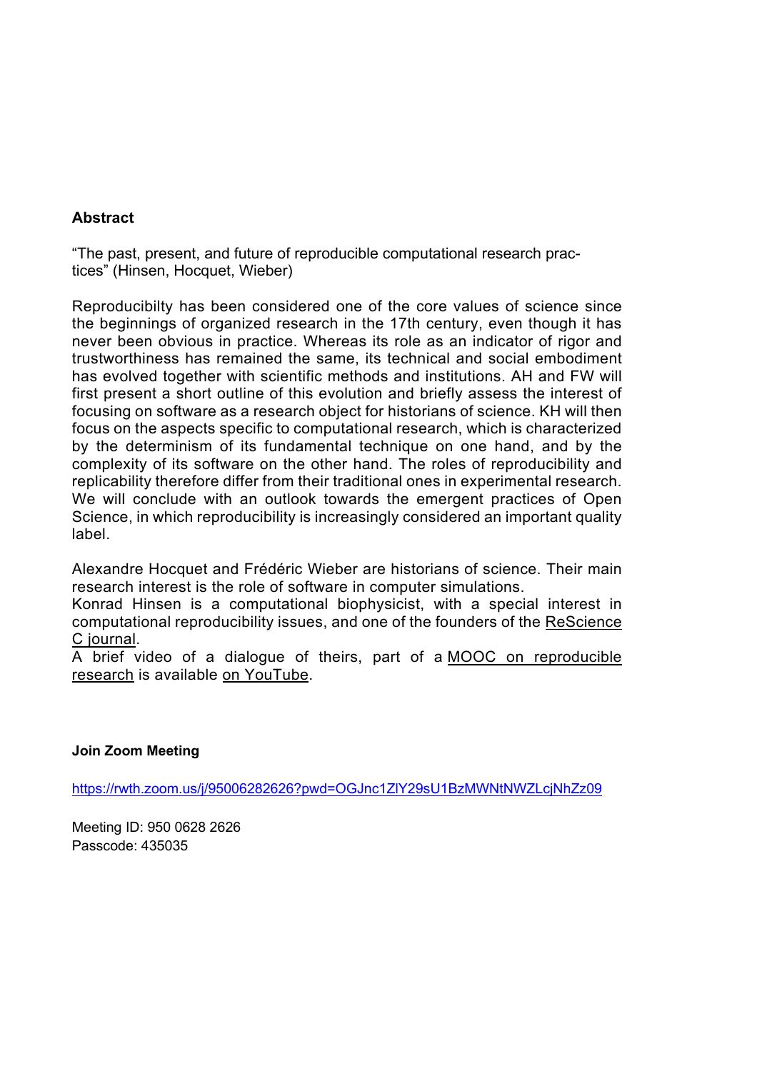**Abstract**

"The past, present, and future of reproducible computational research practices" (Hinsen, Hocquet, Wieber)

Reproducibilty has been considered one of the core values of science since the beginnings of organized research in the 17th century, even though it has never been obvious in practice. Whereas its role as an indicator of rigor and trustworthiness has remained the same, its technical and social embodiment has evolved together with scientific methods and institutions. AH and FW will first present a short outline of this evolution and briefly assess the interest of focusing on software as a research object for historians of science. KH will then focus on the aspects specific to computational research, which is characterized by the determinism of its fundamental technique on one hand, and by the complexity of its software on the other hand. The roles of reproducibility and replicability therefore differ from their traditional ones in experimental research. We will conclude with an outlook towards the emergent practices of Open Science, in which reproducibility is increasingly considered an important quality label.

Alexandre Hocquet and Frédéric Wieber are historians of science. Their main research interest is the role of software in computer simulations.
Konrad Hinsen is a computational biophysicist, with a special interest in computational reproducibility issues, and one of the founders of the ReScience C journal.
A brief video of a dialogue of theirs, part of a MOOC on reproducible research is available on YouTube.

**Join Zoom Meeting**

https://rwth.zoom.us/j/95006282626?pwd=OGJnc1ZlY29sU1BzMWNtNWZLcjNhZz09

Meeting ID: 950 0628 2626
Passcode: 435035